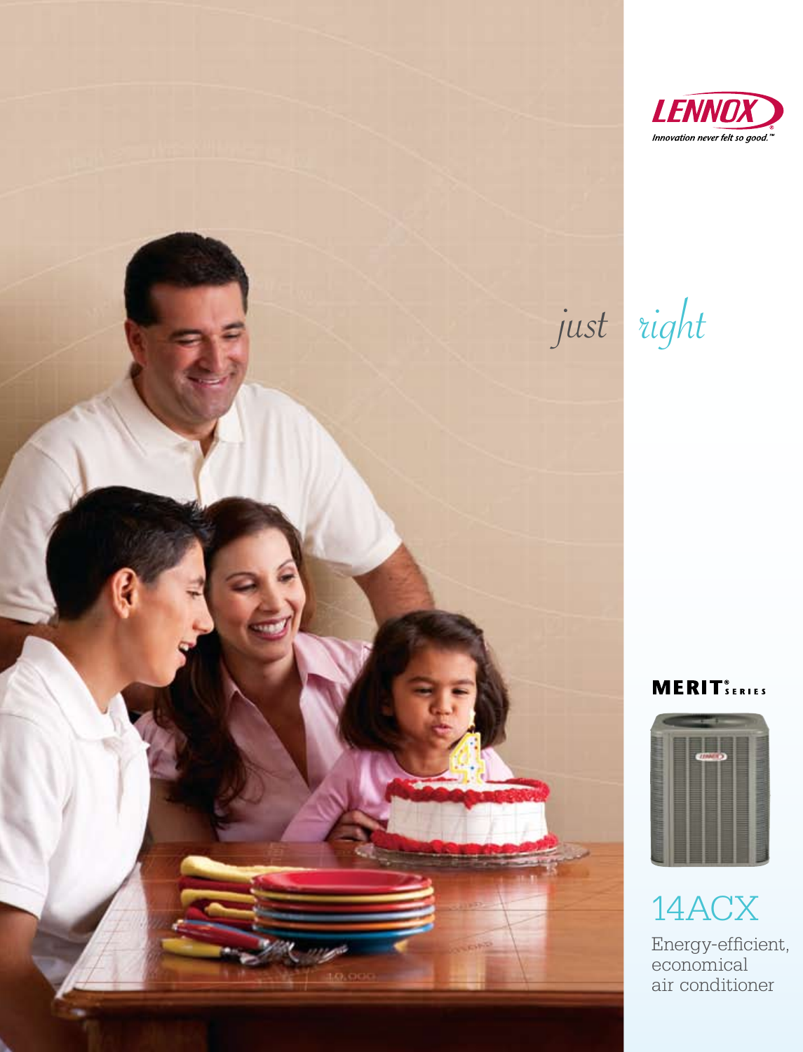LENNOX

*Innovation never felt so good.™*

*just right*

**MERIT® SERIES**

# 14ACX

Energy-efficient, economical air conditioner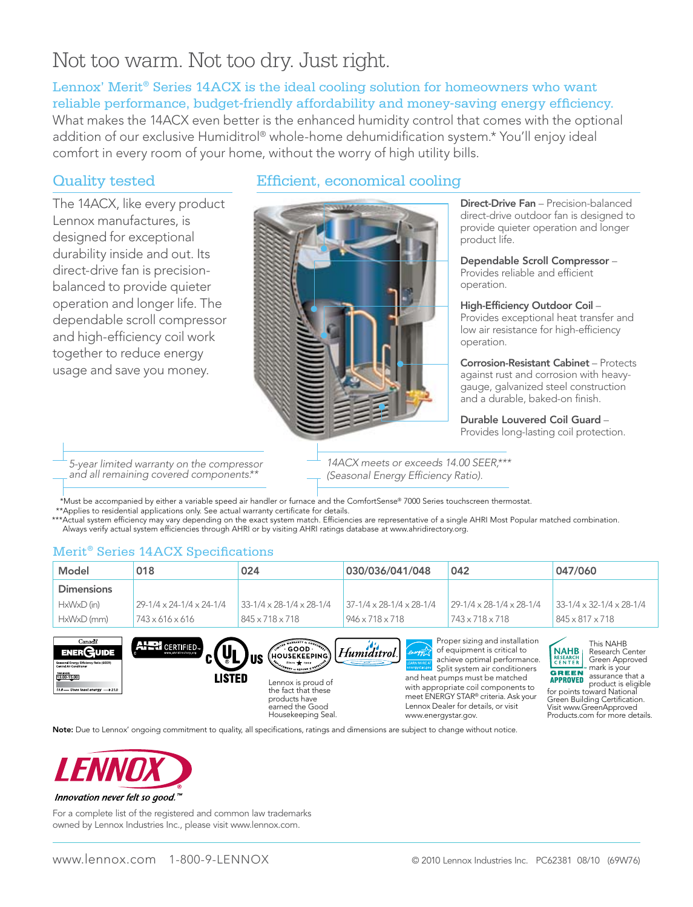# Not too warm. Not too dry. Just right.

Lennox' Merit® Series 14ACX is the ideal cooling solution for homeowners who want reliable performance, budget-friendly affordability and money-saving energy efficiency.

What makes the 14ACX even better is the enhanced humidity control that comes with the optional addition of our exclusive Humiditrol® whole-home dehumidification system.* You'll enjoy ideal comfort in every room of your home, without the worry of high utility bills.

## Quality tested

The 14ACX, like every product Lennox manufactures, is designed for exceptional durability inside and out. Its direct-drive fan is precision-balanced to provide quieter operation and longer life. The dependable scroll compressor and high-efficiency coil work together to reduce energy usage and save you money.

## Efficient, economical cooling

**Direct-Drive Fan** – Precision-balanced direct-drive outdoor fan is designed to provide quieter operation and longer product life.

**Dependable Scroll Compressor** – Provides reliable and efficient operation.

**High-Efficiency Outdoor Coil** – Provides exceptional heat transfer and low air resistance for high-efficiency operation.

**Corrosion-Resistant Cabinet** – Protects against rust and corrosion with heavy-gauge, galvanized steel construction and a durable, baked-on finish.

**Durable Louvered Coil Guard** – Provides long-lasting coil protection.

*5-year limited warranty on the compressor and all remaining covered components.***

*14ACX meets or exceeds 14.00 SEER,*** (Seasonal Energy Efficiency Ratio).*

*Must be accompanied by either a variable speed air handler or furnace and the ComfortSense® 7000 Series touchscreen thermostat.
**Applies to residential applications only. See actual warranty certificate for details.
***Actual system efficiency may vary depending on the exact system match. Efficiencies are representative of a single AHRI Most Popular matched combination. Always verify actual system efficiencies through AHRI or by visiting AHRI ratings database at www.ahridirectory.org.

## Merit® Series 14ACX Specifications

| Model | 018 | 024 | 030/036/041/048 | 042 | 047/060 |
|---|---|---|---|---|---|
| **Dimensions** | | | | | |
| HxWxD (in) | 29-1/4 x 24-1/4 x 24-1/4 | 33-1/4 x 28-1/4 x 28-1/4 | 37-1/4 x 28-1/4 x 28-1/4 | 29-1/4 x 28-1/4 x 28-1/4 | 33-1/4 x 32-1/4 x 28-1/4 |
| HxWxD (mm) | 743 x 616 x 616 | 845 x 718 x 718 | 946 x 718 x 718 | 743 x 718 x 718 | 845 x 817 x 718 |

Lennox is proud of the fact that these products have earned the Good Housekeeping Seal.

Proper sizing and installation of equipment is critical to achieve optimal performance. Split system air conditioners and heat pumps must be matched with appropriate coil components to meet ENERGY STAR® criteria. Ask your Lennox Dealer for details, or visit www.energystar.gov.

This NAHB Research Center Green Approved mark is your assurance that a product is eligible for points toward National Green Building Certification. Visit www.GreenApprovedProducts.com for more details.

**Note:** Due to Lennox' ongoing commitment to quality, all specifications, ratings and dimensions are subject to change without notice.

*Innovation never felt so good.™*

For a complete list of the registered and common law trademarks owned by Lennox Industries Inc., please visit www.lennox.com.

www.lennox.com 1-800-9-LENNOX

© 2010 Lennox Industries Inc. PC62381 08/10 (69W76)